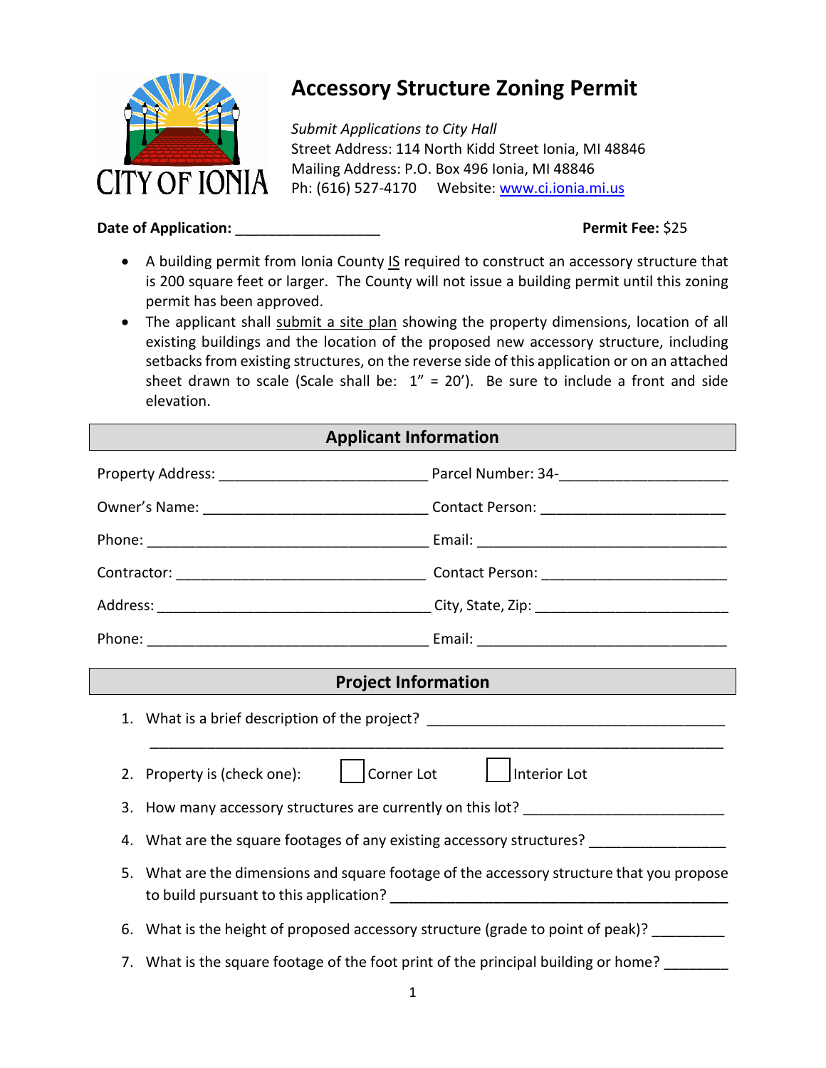CITY OF IONIA

# Accessory Structure Zoning Permit

*Submit Applications to City Hall*
Street Address: 114 North Kidd Street Ionia, MI 48846
Mailing Address: P.O. Box 496 Ionia, MI 48846
Ph: (616) 527-4170 Website: www.ci.ionia.mi.us

**Date of Application:** __________________ **Permit Fee:** $25

- A building permit from Ionia County IS required to construct an accessory structure that is 200 square feet or larger. The County will not issue a building permit until this zoning permit has been approved.
- The applicant shall submit a site plan showing the property dimensions, location of all existing buildings and the location of the proposed new accessory structure, including setbacks from existing structures, on the reverse side of this application or on an attached sheet drawn to scale (Scale shall be: 1" = 20'). Be sure to include a front and side elevation.

## Applicant Information

Property Address: __________________________ Parcel Number: 34-____________________

Owner's Name: __________________________ Contact Person: ______________________

Phone: __________________________________ Email: ____________________________

Contractor: ______________________________ Contact Person: ______________________

Address: ________________________________ City, State, Zip: _____________________

Phone: __________________________________ Email: ____________________________

## Project Information

1. What is a brief description of the project? ____________________________________
   ___________________________________________________________________________
2. Property is (check one): ☐ Corner Lot ☐ Interior Lot
3. How many accessory structures are currently on this lot? ______________________
4. What are the square footages of any existing accessory structures? ______________
5. What are the dimensions and square footage of the accessory structure that you propose to build pursuant to this application? ________________________________________
6. What is the height of proposed accessory structure (grade to point of peak)? ________
7. What is the square footage of the foot print of the principal building or home? ________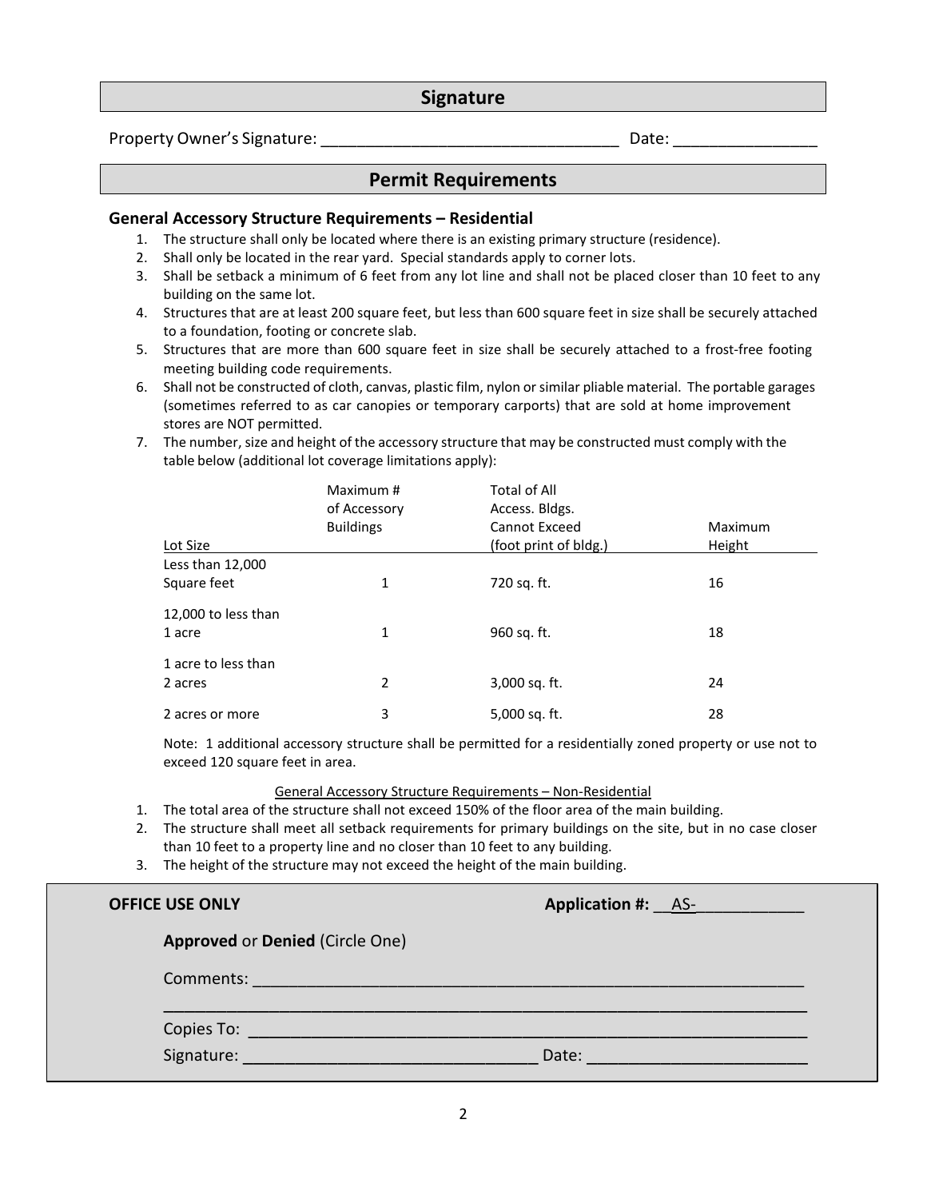## Signature

Property Owner's Signature: ________________________________ Date: _______________

## Permit Requirements

### General Accessory Structure Requirements – Residential

1. The structure shall only be located where there is an existing primary structure (residence).
2. Shall only be located in the rear yard. Special standards apply to corner lots.
3. Shall be setback a minimum of 6 feet from any lot line and shall not be placed closer than 10 feet to any building on the same lot.
4. Structures that are at least 200 square feet, but less than 600 square feet in size shall be securely attached to a foundation, footing or concrete slab.
5. Structures that are more than 600 square feet in size shall be securely attached to a frost-free footing meeting building code requirements.
6. Shall not be constructed of cloth, canvas, plastic film, nylon or similar pliable material. The portable garages (sometimes referred to as car canopies or temporary carports) that are sold at home improvement stores are NOT permitted.
7. The number, size and height of the accessory structure that may be constructed must comply with the table below (additional lot coverage limitations apply):

| Lot Size | Maximum # of Accessory Buildings | Total of All Access. Bldgs. Cannot Exceed (foot print of bldg.) | Maximum Height |
|---|---|---|---|
| Less than 12,000 Square feet | 1 | 720 sq. ft. | 16 |
| 12,000 to less than 1 acre | 1 | 960 sq. ft. | 18 |
| 1 acre to less than 2 acres | 2 | 3,000 sq. ft. | 24 |
| 2 acres or more | 3 | 5,000 sq. ft. | 28 |

Note: 1 additional accessory structure shall be permitted for a residentially zoned property or use not to exceed 120 square feet in area.

General Accessory Structure Requirements – Non-Residential

1. The total area of the structure shall not exceed 150% of the floor area of the main building.
2. The structure shall meet all setback requirements for primary buildings on the site, but in no case closer than 10 feet to a property line and no closer than 10 feet to any building.
3. The height of the structure may not exceed the height of the main building.

**OFFICE USE ONLY** **Application #:** AS-____________

**Approved** or **Denied** (Circle One)

Comments: _______________________________________________________________

_______________________________________________________________________

Copies To: _______________________________________________________________

Signature: ________________________________ Date: _______________________